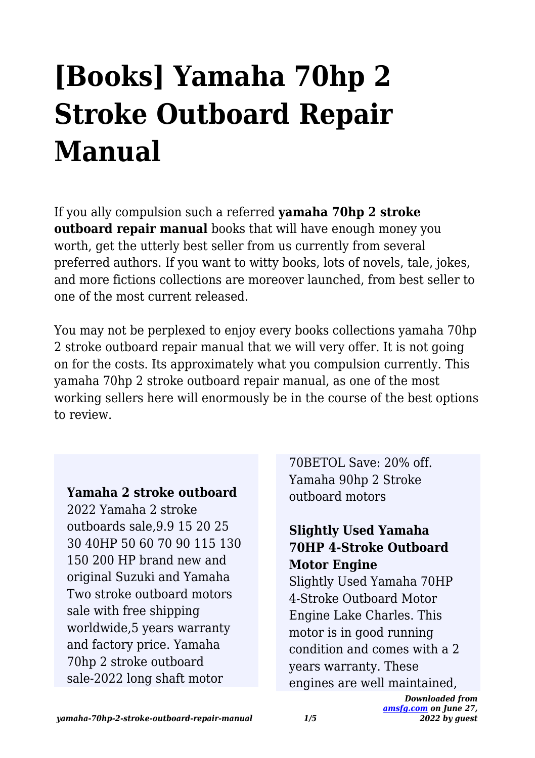# [Books] Yamaha 70hp 2 Stroke Outboard Repair Manual

If you ally compulsion such a referred **yamaha 70hp 2 stroke outboard repair manual** books that will have enough money you worth, get the utterly best seller from us currently from several preferred authors. If you want to witty books, lots of novels, tale, jokes, and more fictions collections are moreover launched, from best seller to one of the most current released.

You may not be perplexed to enjoy every books collections yamaha 70hp 2 stroke outboard repair manual that we will very offer. It is not going on for the costs. Its approximately what you compulsion currently. This yamaha 70hp 2 stroke outboard repair manual, as one of the most working sellers here will enormously be in the course of the best options to review.

### Yamaha 2 stroke outboard

2022 Yamaha 2 stroke outboards sale,9.9 15 20 25 30 40HP 50 60 70 90 115 130 150 200 HP brand new and original Suzuki and Yamaha Two stroke outboard motors sale with free shipping worldwide,5 years warranty and factory price. Yamaha 70hp 2 stroke outboard sale-2022 long shaft motor 70BETOL Save: 20% off. Yamaha 90hp 2 Stroke outboard motors

### Slightly Used Yamaha 70HP 4-Stroke Outboard Motor Engine

Slightly Used Yamaha 70HP 4-Stroke Outboard Motor Engine Lake Charles. This motor is in good running condition and comes with a 2 years warranty. These engines are well maintained,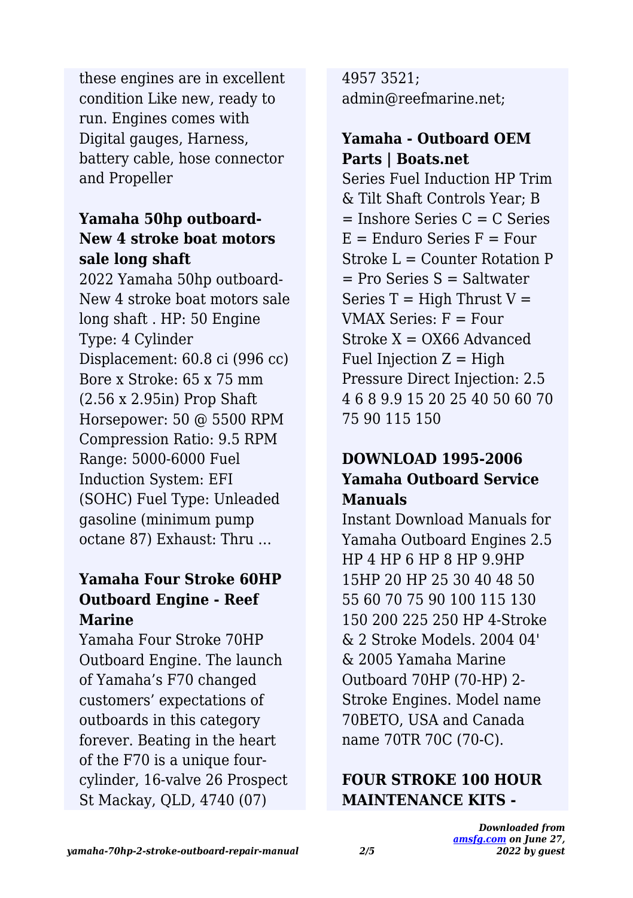these engines are in excellent condition Like new, ready to run. Engines comes with Digital gauges, Harness, battery cable, hose connector and Propeller

### Yamaha 50hp outboard-New 4 stroke boat motors sale long shaft

2022 Yamaha 50hp outboard-New 4 stroke boat motors sale long shaft . HP: 50 Engine Type: 4 Cylinder Displacement: 60.8 ci (996 cc) Bore x Stroke: 65 x 75 mm (2.56 x 2.95in) Prop Shaft Horsepower: 50 @ 5500 RPM Compression Ratio: 9.5 RPM Range: 5000-6000 Fuel Induction System: EFI (SOHC) Fuel Type: Unleaded gasoline (minimum pump octane 87) Exhaust: Thru …

### Yamaha Four Stroke 60HP Outboard Engine - Reef Marine

Yamaha Four Stroke 70HP Outboard Engine. The launch of Yamaha's F70 changed customers' expectations of outboards in this category forever. Beating in the heart of the F70 is a unique four-cylinder, 16-valve 26 Prospect St Mackay, QLD, 4740 (07) 4957 3521; admin@reefmarine.net;

### Yamaha - Outboard OEM Parts | Boats.net

Series Fuel Induction HP Trim & Tilt Shaft Controls Year; B = Inshore Series C = C Series E = Enduro Series F = Four Stroke L = Counter Rotation P = Pro Series S = Saltwater Series T = High Thrust V = VMAX Series: F = Four Stroke X = OX66 Advanced Fuel Injection Z = High Pressure Direct Injection: 2.5 4 6 8 9.9 15 20 25 40 50 60 70 75 90 115 150

### DOWNLOAD 1995-2006 Yamaha Outboard Service Manuals

Instant Download Manuals for Yamaha Outboard Engines 2.5 HP 4 HP 6 HP 8 HP 9.9HP 15HP 20 HP 25 30 40 48 50 55 60 70 75 90 100 115 130 150 200 225 250 HP 4-Stroke & 2 Stroke Models. 2004 04' & 2005 Yamaha Marine Outboard 70HP (70-HP) 2-Stroke Engines. Model name 70BETO, USA and Canada name 70TR 70C (70-C).

### FOUR STROKE 100 HOUR MAINTENANCE KITS -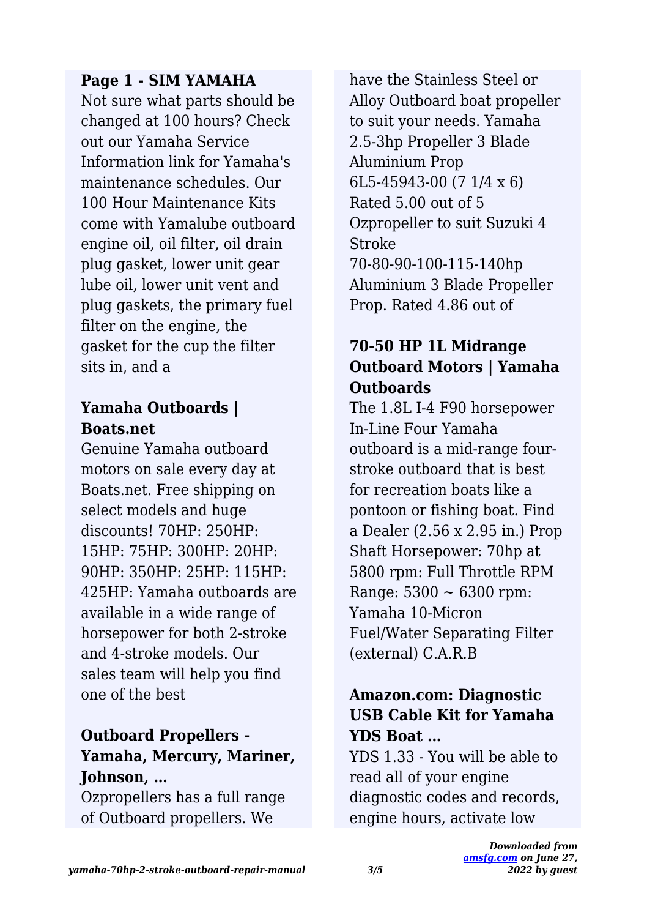**Page 1 - SIM YAMAHA**

Not sure what parts should be changed at 100 hours? Check out our Yamaha Service Information link for Yamaha's maintenance schedules. Our 100 Hour Maintenance Kits come with Yamalube outboard engine oil, oil filter, oil drain plug gasket, lower unit gear lube oil, lower unit vent and plug gaskets, the primary fuel filter on the engine, the gasket for the cup the filter sits in, and a

**Yamaha Outboards | Boats.net**

Genuine Yamaha outboard motors on sale every day at Boats.net. Free shipping on select models and huge discounts! 70HP: 250HP: 15HP: 75HP: 300HP: 20HP: 90HP: 350HP: 25HP: 115HP: 425HP: Yamaha outboards are available in a wide range of horsepower for both 2-stroke and 4-stroke models. Our sales team will help you find one of the best

**Outboard Propellers - Yamaha, Mercury, Mariner, Johnson, …**

Ozpropellers has a full range of Outboard propellers. We have the Stainless Steel or Alloy Outboard boat propeller to suit your needs. Yamaha 2.5-3hp Propeller 3 Blade Aluminium Prop 6L5-45943-00 (7 1/4 x 6) Rated 5.00 out of 5 Ozpropeller to suit Suzuki 4 Stroke 70-80-90-100-115-140hp Aluminium 3 Blade Propeller Prop. Rated 4.86 out of

**70-50 HP 1L Midrange Outboard Motors | Yamaha Outboards**

The 1.8L I-4 F90 horsepower In-Line Four Yamaha outboard is a mid-range four-stroke outboard that is best for recreation boats like a pontoon or fishing boat. Find a Dealer (2.56 x 2.95 in.) Prop Shaft Horsepower: 70hp at 5800 rpm: Full Throttle RPM Range: 5300 ~ 6300 rpm: Yamaha 10-Micron Fuel/Water Separating Filter (external) C.A.R.B

**Amazon.com: Diagnostic USB Cable Kit for Yamaha YDS Boat …**

YDS 1.33 - You will be able to read all of your engine diagnostic codes and records, engine hours, activate low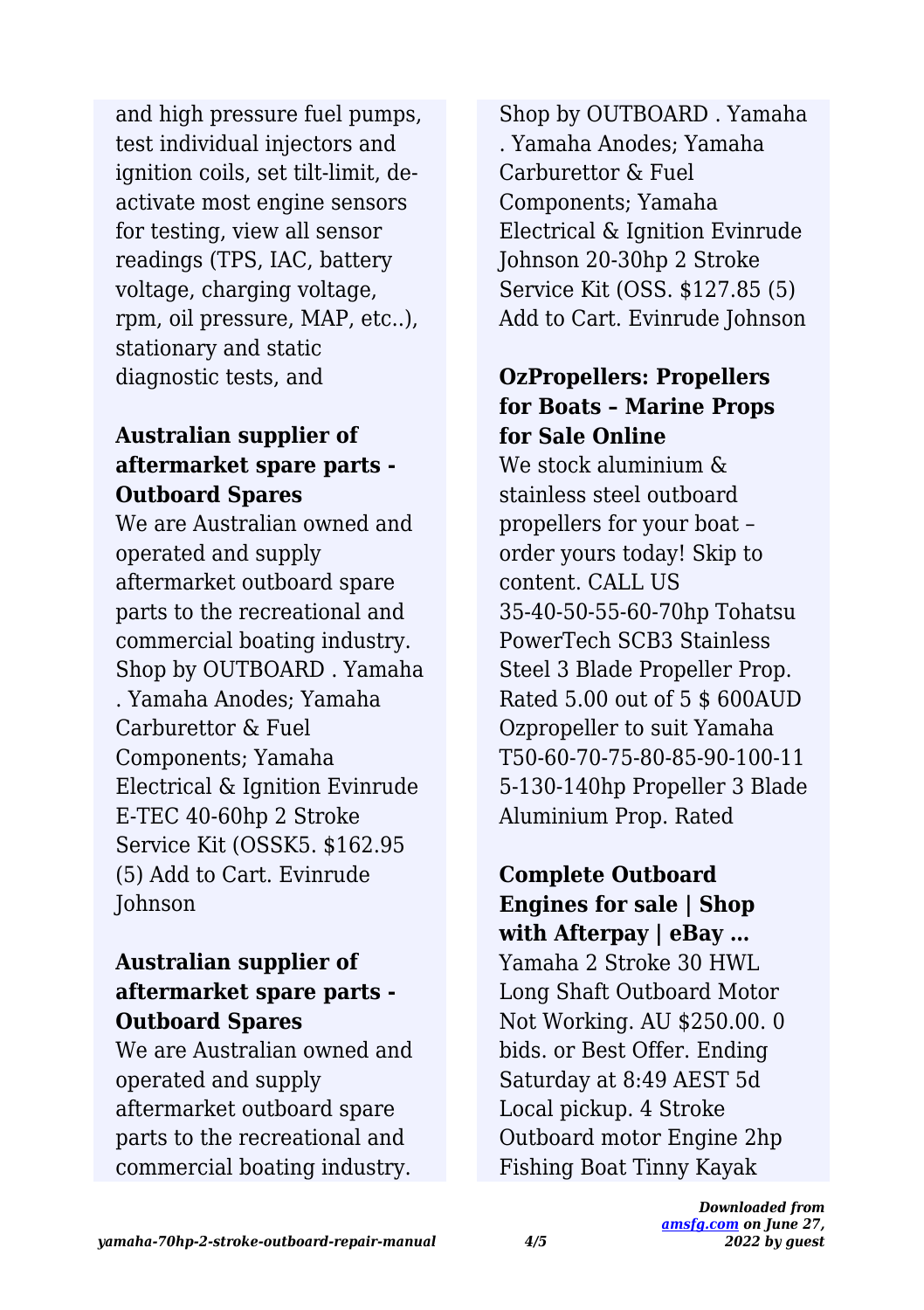and high pressure fuel pumps, test individual injectors and ignition coils, set tilt-limit, de-activate most engine sensors for testing, view all sensor readings (TPS, IAC, battery voltage, charging voltage, rpm, oil pressure, MAP, etc..), stationary and static diagnostic tests, and

### Australian supplier of aftermarket spare parts - Outboard Spares

We are Australian owned and operated and supply aftermarket outboard spare parts to the recreational and commercial boating industry. Shop by OUTBOARD . Yamaha . Yamaha Anodes; Yamaha Carburettor & Fuel Components; Yamaha Electrical & Ignition Evinrude E-TEC 40-60hp 2 Stroke Service Kit (OSSK5. $162.95 (5) Add to Cart. Evinrude Johnson

### Australian supplier of aftermarket spare parts - Outboard Spares

We are Australian owned and operated and supply aftermarket outboard spare parts to the recreational and commercial boating industry. Shop by OUTBOARD . Yamaha . Yamaha Anodes; Yamaha Carburettor & Fuel Components; Yamaha Electrical & Ignition Evinrude Johnson 20-30hp 2 Stroke Service Kit (OSS. $127.85 (5) Add to Cart. Evinrude Johnson

### OzPropellers: Propellers for Boats – Marine Props for Sale Online

We stock aluminium & stainless steel outboard propellers for your boat – order yours today! Skip to content. CALL US 35-40-50-55-60-70hp Tohatsu PowerTech SCB3 Stainless Steel 3 Blade Propeller Prop. Rated 5.00 out of 5 $ 600AUD Ozpropeller to suit Yamaha T50-60-70-75-80-85-90-100-115-130-140hp Propeller 3 Blade Aluminium Prop. Rated

### Complete Outboard Engines for sale | Shop with Afterpay | eBay ...

Yamaha 2 Stroke 30 HWL Long Shaft Outboard Motor Not Working. AU $250.00. 0 bids. or Best Offer. Ending Saturday at 8:49 AEST 5d Local pickup. 4 Stroke Outboard motor Engine 2hp Fishing Boat Tinny Kayak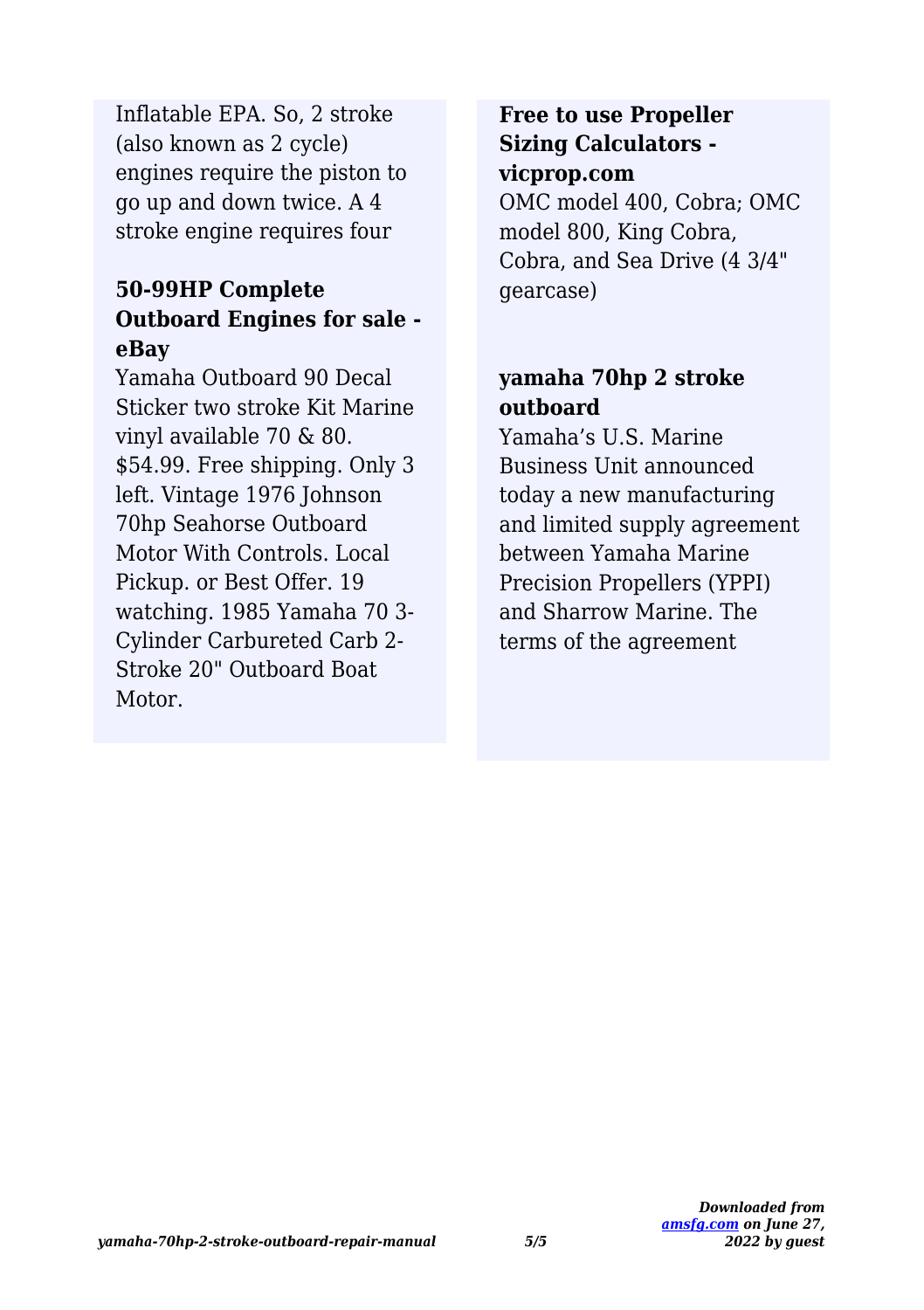Inflatable EPA. So, 2 stroke (also known as 2 cycle) engines require the piston to go up and down twice. A 4 stroke engine requires four

### 50-99HP Complete Outboard Engines for sale - eBay

Yamaha Outboard 90 Decal Sticker two stroke Kit Marine vinyl available 70 & 80. $54.99. Free shipping. Only 3 left. Vintage 1976 Johnson 70hp Seahorse Outboard Motor With Controls. Local Pickup. or Best Offer. 19 watching. 1985 Yamaha 70 3-Cylinder Carbureted Carb 2-Stroke 20" Outboard Boat Motor.

### Free to use Propeller Sizing Calculators - vicprop.com

OMC model 400, Cobra; OMC model 800, King Cobra, Cobra, and Sea Drive (4 3/4" gearcase)

### yamaha 70hp 2 stroke outboard

Yamaha's U.S. Marine Business Unit announced today a new manufacturing and limited supply agreement between Yamaha Marine Precision Propellers (YPPI) and Sharrow Marine. The terms of the agreement